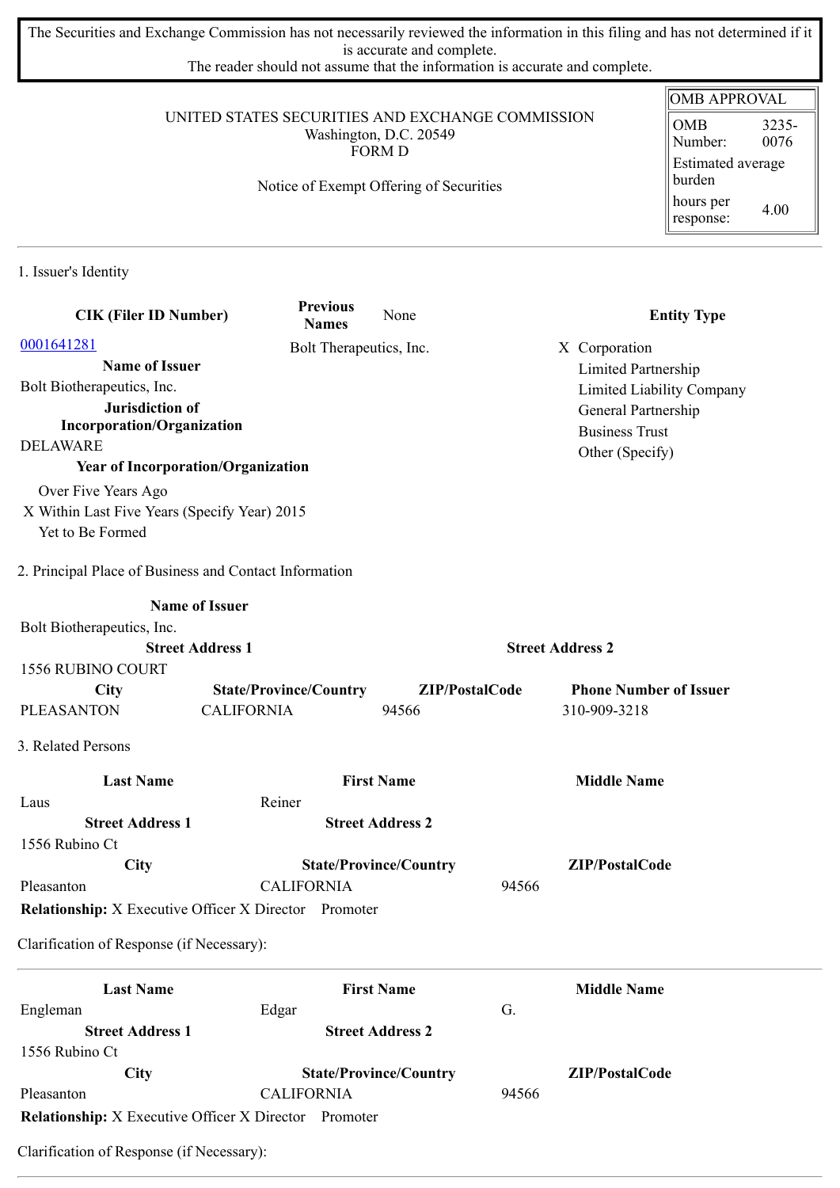The Securities and Exchange Commission has not necessarily reviewed the information in this filing and has not determined if it is accurate and complete.
The reader should not assume that the information is accurate and complete.

UNITED STATES SECURITIES AND EXCHANGE COMMISSION
Washington, D.C. 20549
FORM D

Notice of Exempt Offering of Securities

| OMB APPROVAL | |
|---|---|
| OMB Number: | 3235-0076 |
| Estimated average burden hours per response: | 4.00 |

## 1. Issuer's Identity

| CIK (Filer ID Number) | Previous Names | Entity Type |
|---|---|---|
| 0001641281 | None | X Corporation |
| | Bolt Therapeutics, Inc. | Limited Partnership |
| | | Limited Liability Company |
| | | General Partnership |
| | | Business Trust |
| | | Other (Specify) |

**Name of Issuer**
Bolt Biotherapeutics, Inc.

**Jurisdiction of Incorporation/Organization**
DELAWARE

**Year of Incorporation/Organization**
Over Five Years Ago
X Within Last Five Years (Specify Year) 2015
Yet to Be Formed

## 2. Principal Place of Business and Contact Information

**Name of Issuer**
Bolt Biotherapeutics, Inc.

| Street Address 1 | | Street Address 2 | |
|---|---|---|---|
| 1556 RUBINO COURT | | | |
| **City** | **State/Province/Country** | **ZIP/PostalCode** | **Phone Number of Issuer** |
| PLEASANTON | CALIFORNIA | 94566 | 310-909-3218 |

## 3. Related Persons

| Last Name | First Name | Middle Name |
|---|---|---|
| Laus | Reiner | |
| **Street Address 1** | **Street Address 2** | |
| 1556 Rubino Ct | | |
| **City** | **State/Province/Country** | **ZIP/PostalCode** |
| Pleasanton | CALIFORNIA | 94566 |

**Relationship:** X Executive Officer X Director Promoter

Clarification of Response (if Necessary):

---

| Last Name | First Name | Middle Name |
|---|---|---|
| Engleman | Edgar | G. |
| **Street Address 1** | **Street Address 2** | |
| 1556 Rubino Ct | | |
| **City** | **State/Province/Country** | **ZIP/PostalCode** |
| Pleasanton | CALIFORNIA | 94566 |

**Relationship:** X Executive Officer X Director Promoter

Clarification of Response (if Necessary):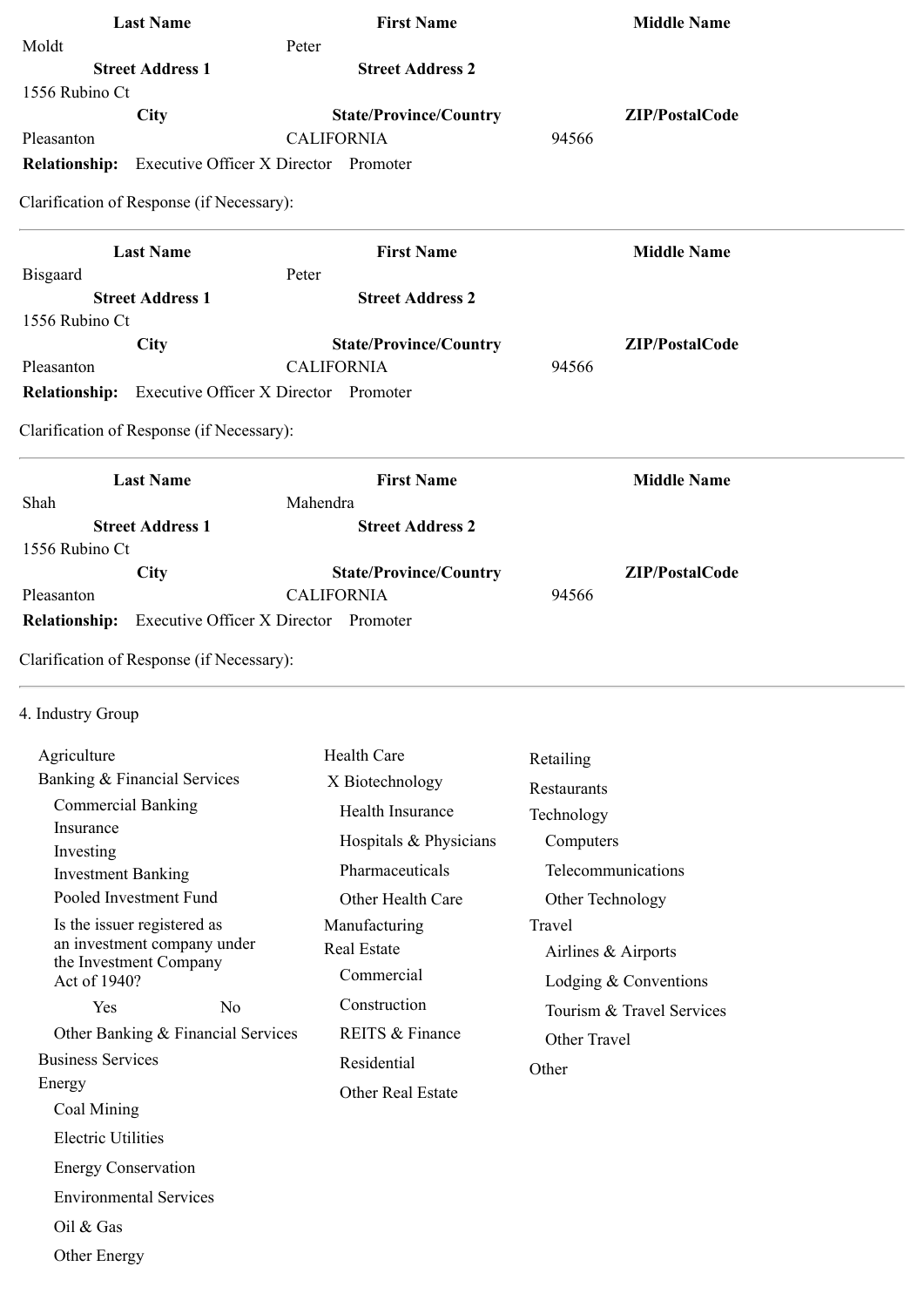| Last Name | First Name | Middle Name |
|---|---|---|
| Moldt | Peter | |
| **Street Address 1** | **Street Address 2** | |
| 1556 Rubino Ct | | |
| **City** | **State/Province/Country** | **ZIP/PostalCode** |
| Pleasanton | CALIFORNIA | 94566 |

**Relationship:** Executive Officer X Director Promoter

Clarification of Response (if Necessary):

---

| Last Name | First Name | Middle Name |
|---|---|---|
| Bisgaard | Peter | |
| **Street Address 1** | **Street Address 2** | |
| 1556 Rubino Ct | | |
| **City** | **State/Province/Country** | **ZIP/PostalCode** |
| Pleasanton | CALIFORNIA | 94566 |

**Relationship:** Executive Officer X Director Promoter

Clarification of Response (if Necessary):

---

| Last Name | First Name | Middle Name |
|---|---|---|
| Shah | Mahendra | |
| **Street Address 1** | **Street Address 2** | |
| 1556 Rubino Ct | | |
| **City** | **State/Province/Country** | **ZIP/PostalCode** |
| Pleasanton | CALIFORNIA | 94566 |

**Relationship:** Executive Officer X Director Promoter

Clarification of Response (if Necessary):

---

4. Industry Group

- Agriculture
- Banking & Financial Services
  - Commercial Banking
  - Insurance
  - Investing
  - Investment Banking
  - Pooled Investment Fund
  - Is the issuer registered as an investment company under the Investment Company Act of 1940?
    - Yes No
  - Other Banking & Financial Services
- Business Services
- Energy
  - Coal Mining
  - Electric Utilities
  - Energy Conservation
  - Environmental Services
  - Oil & Gas
  - Other Energy
- Health Care
  - X Biotechnology
  - Health Insurance
  - Hospitals & Physicians
  - Pharmaceuticals
  - Other Health Care
- Manufacturing
- Real Estate
  - Commercial
  - Construction
  - REITS & Finance
  - Residential
  - Other Real Estate
- Retailing
- Restaurants
- Technology
  - Computers
  - Telecommunications
  - Other Technology
- Travel
  - Airlines & Airports
  - Lodging & Conventions
  - Tourism & Travel Services
  - Other Travel
- Other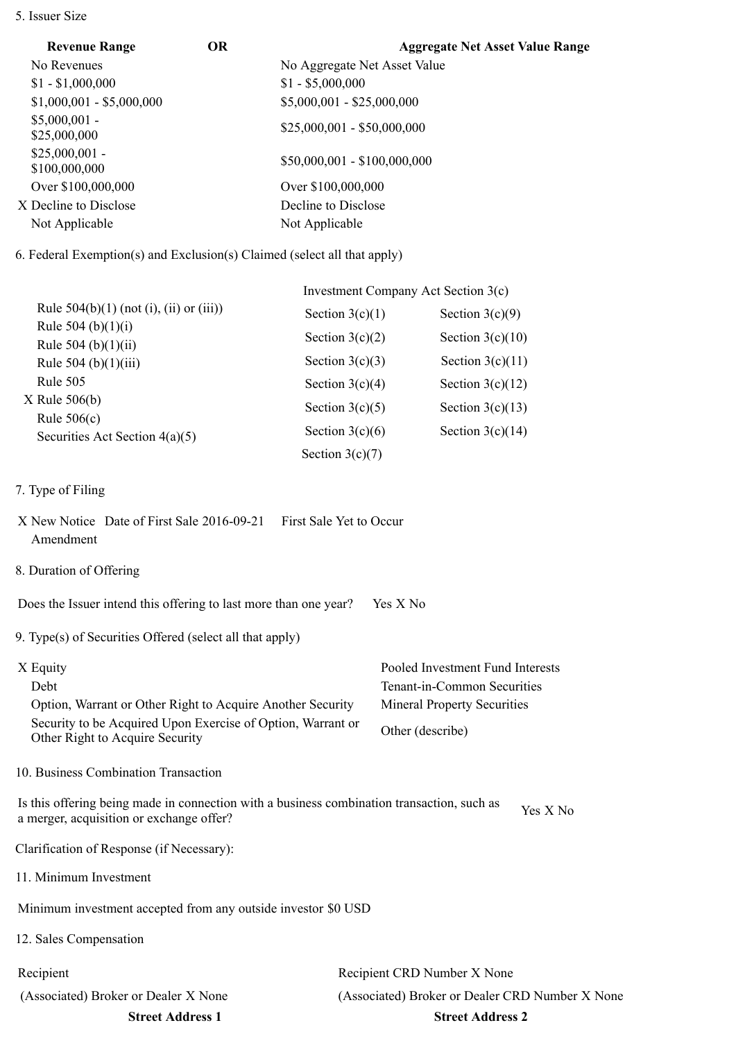5. Issuer Size

| Revenue Range | OR | Aggregate Net Asset Value Range |
|---|---|---|
| No Revenues | | No Aggregate Net Asset Value |
| $1 - $1,000,000 | | $1 - $5,000,000 |
| $1,000,001 - $5,000,000 | | $5,000,001 - $25,000,000 |
| $5,000,001 - $25,000,000 | | $25,000,001 - $50,000,000 |
| $25,000,001 - $100,000,000 | | $50,000,001 - $100,000,000 |
| Over $100,000,000 | | Over $100,000,000 |
| X Decline to Disclose | | Decline to Disclose |
| Not Applicable | | Not Applicable |

6. Federal Exemption(s) and Exclusion(s) Claimed (select all that apply)

| | Investment Company Act Section 3(c) | |
|---|---|---|
| Rule 504(b)(1) (not (i), (ii) or (iii)) | Section 3(c)(1) | Section 3(c)(9) |
| Rule 504 (b)(1)(i) | Section 3(c)(2) | Section 3(c)(10) |
| Rule 504 (b)(1)(ii) | Section 3(c)(3) | Section 3(c)(11) |
| Rule 504 (b)(1)(iii) | Section 3(c)(4) | Section 3(c)(12) |
| Rule 505 | Section 3(c)(5) | Section 3(c)(13) |
| X Rule 506(b) | Section 3(c)(6) | Section 3(c)(14) |
| Rule 506(c) | Section 3(c)(7) | |
| Securities Act Section 4(a)(5) | | |

7. Type of Filing

X New Notice Date of First Sale 2016-09-21 First Sale Yet to Occur
Amendment

8. Duration of Offering

Does the Issuer intend this offering to last more than one year? Yes X No

9. Type(s) of Securities Offered (select all that apply)

| | |
|---|---|
| X Equity | Pooled Investment Fund Interests |
| Debt | Tenant-in-Common Securities |
| Option, Warrant or Other Right to Acquire Another Security | Mineral Property Securities |
| Security to be Acquired Upon Exercise of Option, Warrant or Other Right to Acquire Security | Other (describe) |

10. Business Combination Transaction

Is this offering being made in connection with a business combination transaction, such as a merger, acquisition or exchange offer? Yes X No

Clarification of Response (if Necessary):

11. Minimum Investment

Minimum investment accepted from any outside investor $0 USD

12. Sales Compensation

| | |
|---|---|
| Recipient | Recipient CRD Number X None |
| (Associated) Broker or Dealer X None | (Associated) Broker or Dealer CRD Number X None |
| **Street Address 1** | **Street Address 2** |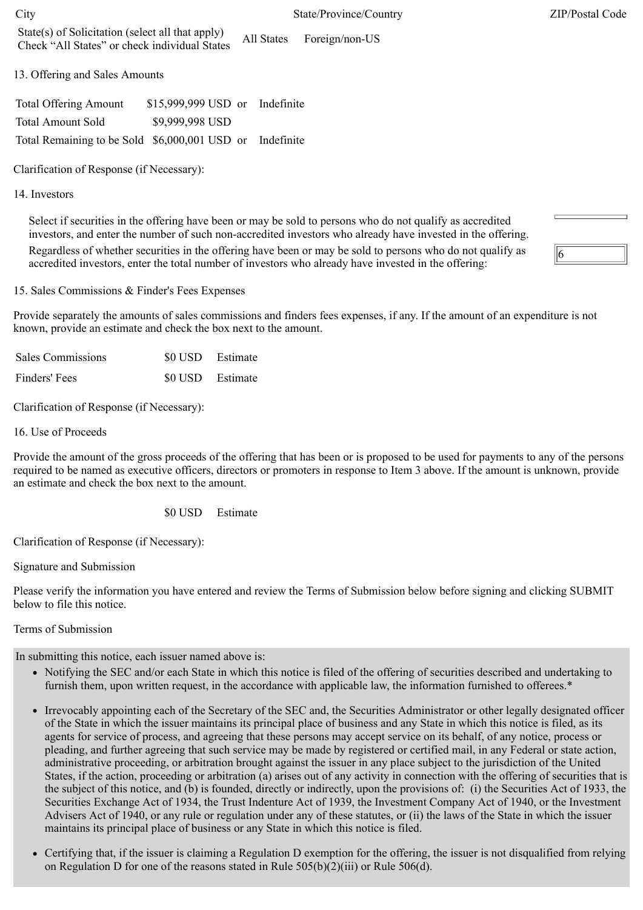| City | State/Province/Country | ZIP/Postal Code |
|---|---|---|

State(s) of Solicitation (select all that apply)
Check "All States" or check individual States All States Foreign/non-US

13. Offering and Sales Amounts

| | | | |
|---|---|---|---|
| Total Offering Amount | $15,999,999 USD | or | Indefinite |
| Total Amount Sold | $9,999,998 USD | | |
| Total Remaining to be Sold | $6,000,001 USD | or | Indefinite |

Clarification of Response (if Necessary):

14. Investors

Select if securities in the offering have been or may be sold to persons who do not qualify as accredited investors, and enter the number of such non-accredited investors who already have invested in the offering.

Regardless of whether securities in the offering have been or may be sold to persons who do not qualify as accredited investors, enter the total number of investors who already have invested in the offering: 6

15. Sales Commissions & Finder's Fees Expenses

Provide separately the amounts of sales commissions and finders fees expenses, if any. If the amount of an expenditure is not known, provide an estimate and check the box next to the amount.

| | | |
|---|---|---|
| Sales Commissions | $0 USD | Estimate |
| Finders' Fees | $0 USD | Estimate |

Clarification of Response (if Necessary):

16. Use of Proceeds

Provide the amount of the gross proceeds of the offering that has been or is proposed to be used for payments to any of the persons required to be named as executive officers, directors or promoters in response to Item 3 above. If the amount is unknown, provide an estimate and check the box next to the amount.

$0 USD Estimate

Clarification of Response (if Necessary):

Signature and Submission

Please verify the information you have entered and review the Terms of Submission below before signing and clicking SUBMIT below to file this notice.

Terms of Submission

In submitting this notice, each issuer named above is:

- Notifying the SEC and/or each State in which this notice is filed of the offering of securities described and undertaking to furnish them, upon written request, in the accordance with applicable law, the information furnished to offerees.*
- Irrevocably appointing each of the Secretary of the SEC and, the Securities Administrator or other legally designated officer of the State in which the issuer maintains its principal place of business and any State in which this notice is filed, as its agents for service of process, and agreeing that these persons may accept service on its behalf, of any notice, process or pleading, and further agreeing that such service may be made by registered or certified mail, in any Federal or state action, administrative proceeding, or arbitration brought against the issuer in any place subject to the jurisdiction of the United States, if the action, proceeding or arbitration (a) arises out of any activity in connection with the offering of securities that is the subject of this notice, and (b) is founded, directly or indirectly, upon the provisions of: (i) the Securities Act of 1933, the Securities Exchange Act of 1934, the Trust Indenture Act of 1939, the Investment Company Act of 1940, or the Investment Advisers Act of 1940, or any rule or regulation under any of these statutes, or (ii) the laws of the State in which the issuer maintains its principal place of business or any State in which this notice is filed.
- Certifying that, if the issuer is claiming a Regulation D exemption for the offering, the issuer is not disqualified from relying on Regulation D for one of the reasons stated in Rule 505(b)(2)(iii) or Rule 506(d).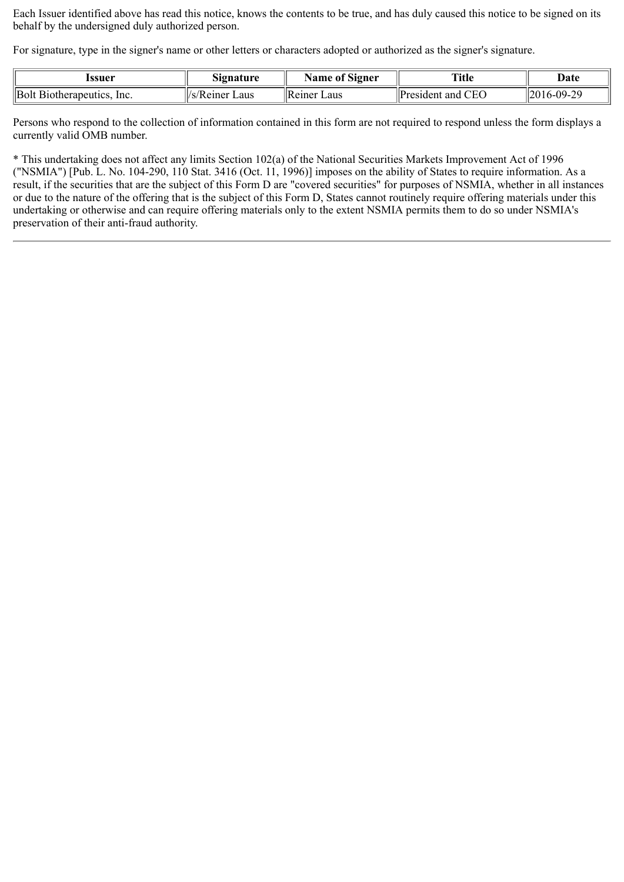Each Issuer identified above has read this notice, knows the contents to be true, and has duly caused this notice to be signed on its behalf by the undersigned duly authorized person.

For signature, type in the signer's name or other letters or characters adopted or authorized as the signer's signature.

| Issuer | Signature | Name of Signer | Title | Date |
| --- | --- | --- | --- | --- |
| Bolt Biotherapeutics, Inc. | /s/Reiner Laus | Reiner Laus | President and CEO | 2016-09-29 |

Persons who respond to the collection of information contained in this form are not required to respond unless the form displays a currently valid OMB number.

* This undertaking does not affect any limits Section 102(a) of the National Securities Markets Improvement Act of 1996 ("NSMIA") [Pub. L. No. 104-290, 110 Stat. 3416 (Oct. 11, 1996)] imposes on the ability of States to require information. As a result, if the securities that are the subject of this Form D are "covered securities" for purposes of NSMIA, whether in all instances or due to the nature of the offering that is the subject of this Form D, States cannot routinely require offering materials under this undertaking or otherwise and can require offering materials only to the extent NSMIA permits them to do so under NSMIA's preservation of their anti-fraud authority.